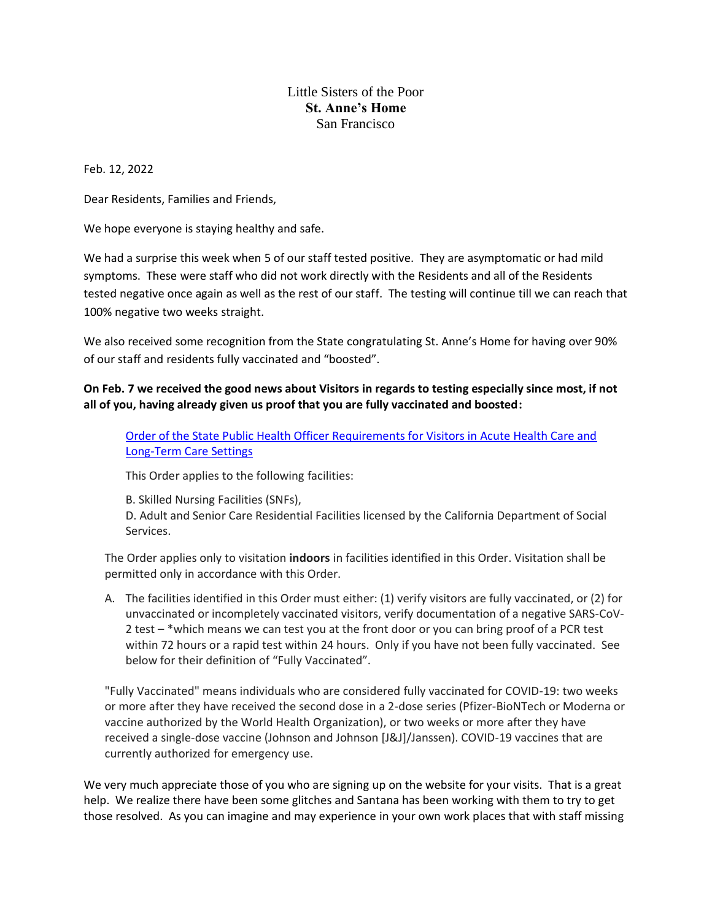Little Sisters of the Poor
**St. Anne's Home**
San Francisco

Feb. 12, 2022

Dear Residents, Families and Friends,

We hope everyone is staying healthy and safe.

We had a surprise this week when 5 of our staff tested positive. They are asymptomatic or had mild symptoms. These were staff who did not work directly with the Residents and all of the Residents tested negative once again as well as the rest of our staff. The testing will continue till we can reach that 100% negative two weeks straight.

We also received some recognition from the State congratulating St. Anne's Home for having over 90% of our staff and residents fully vaccinated and "boosted".

**On Feb. 7 we received the good news about Visitors in regards to testing especially since most, if not all of you, having already given us proof that you are fully vaccinated and boosted:**

> Order of the State Public Health Officer Requirements for Visitors in Acute Health Care and Long-Term Care Settings
>
> This Order applies to the following facilities:
>
> B. Skilled Nursing Facilities (SNFs),
> D. Adult and Senior Care Residential Facilities licensed by the California Department of Social Services.

The Order applies only to visitation **indoors** in facilities identified in this Order. Visitation shall be permitted only in accordance with this Order.

A. The facilities identified in this Order must either: (1) verify visitors are fully vaccinated, or (2) for unvaccinated or incompletely vaccinated visitors, verify documentation of a negative SARS-CoV-2 test – *which means we can test you at the front door or you can bring proof of a PCR test within 72 hours or a rapid test within 24 hours. Only if you have not been fully vaccinated. See below for their definition of "Fully Vaccinated".

"Fully Vaccinated" means individuals who are considered fully vaccinated for COVID-19: two weeks or more after they have received the second dose in a 2-dose series (Pfizer-BioNTech or Moderna or vaccine authorized by the World Health Organization), or two weeks or more after they have received a single-dose vaccine (Johnson and Johnson [J&J]/Janssen). COVID-19 vaccines that are currently authorized for emergency use.

We very much appreciate those of you who are signing up on the website for your visits. That is a great help. We realize there have been some glitches and Santana has been working with them to try to get those resolved. As you can imagine and may experience in your own work places that with staff missing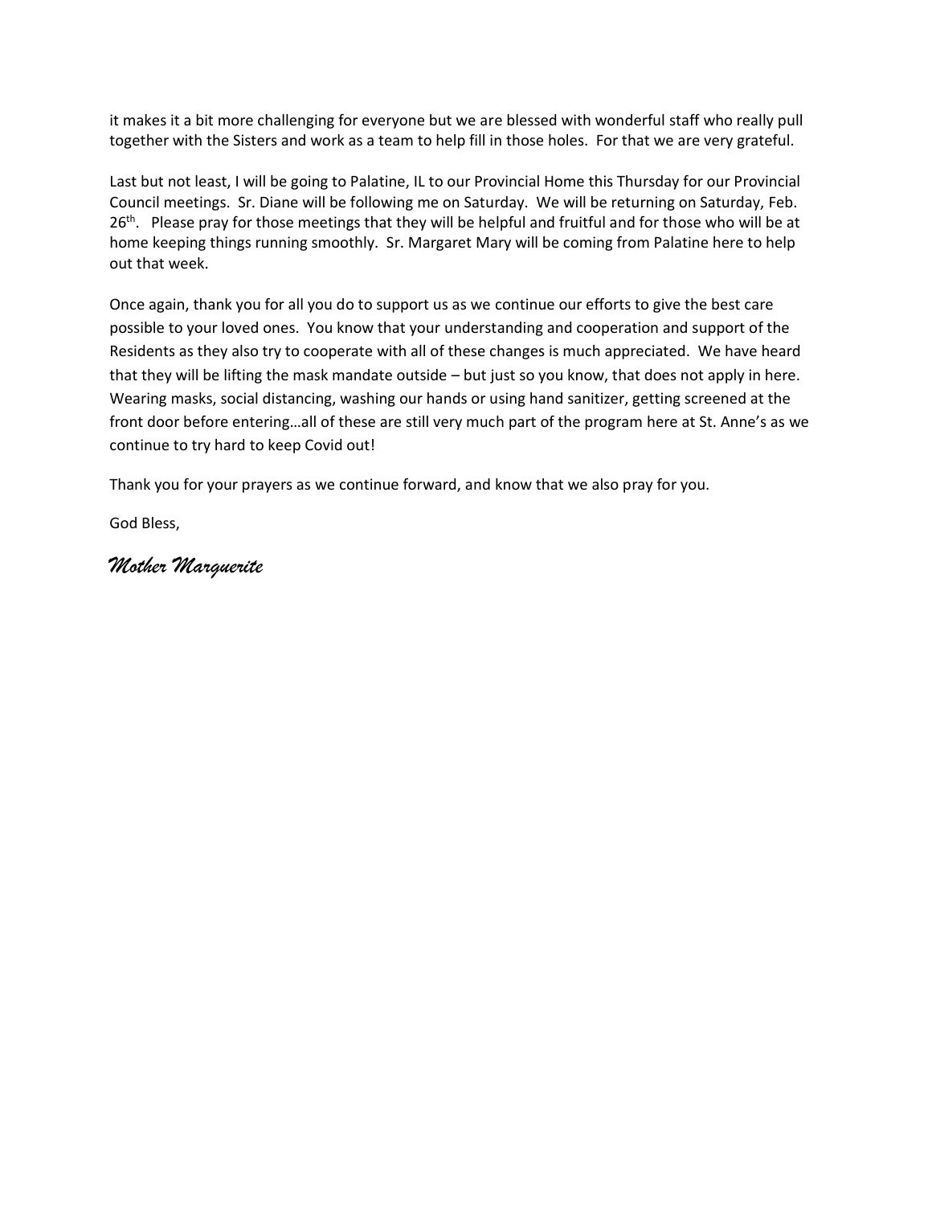it makes it a bit more challenging for everyone but we are blessed with wonderful staff who really pull together with the Sisters and work as a team to help fill in those holes. For that we are very grateful.

Last but not least, I will be going to Palatine, IL to our Provincial Home this Thursday for our Provincial Council meetings. Sr. Diane will be following me on Saturday. We will be returning on Saturday, Feb. 26th. Please pray for those meetings that they will be helpful and fruitful and for those who will be at home keeping things running smoothly. Sr. Margaret Mary will be coming from Palatine here to help out that week.

Once again, thank you for all you do to support us as we continue our efforts to give the best care possible to your loved ones. You know that your understanding and cooperation and support of the Residents as they also try to cooperate with all of these changes is much appreciated. We have heard that they will be lifting the mask mandate outside – but just so you know, that does not apply in here. Wearing masks, social distancing, washing our hands or using hand sanitizer, getting screened at the front door before entering…all of these are still very much part of the program here at St. Anne's as we continue to try hard to keep Covid out!

Thank you for your prayers as we continue forward, and know that we also pray for you.

God Bless,

*Mother Marguerite*